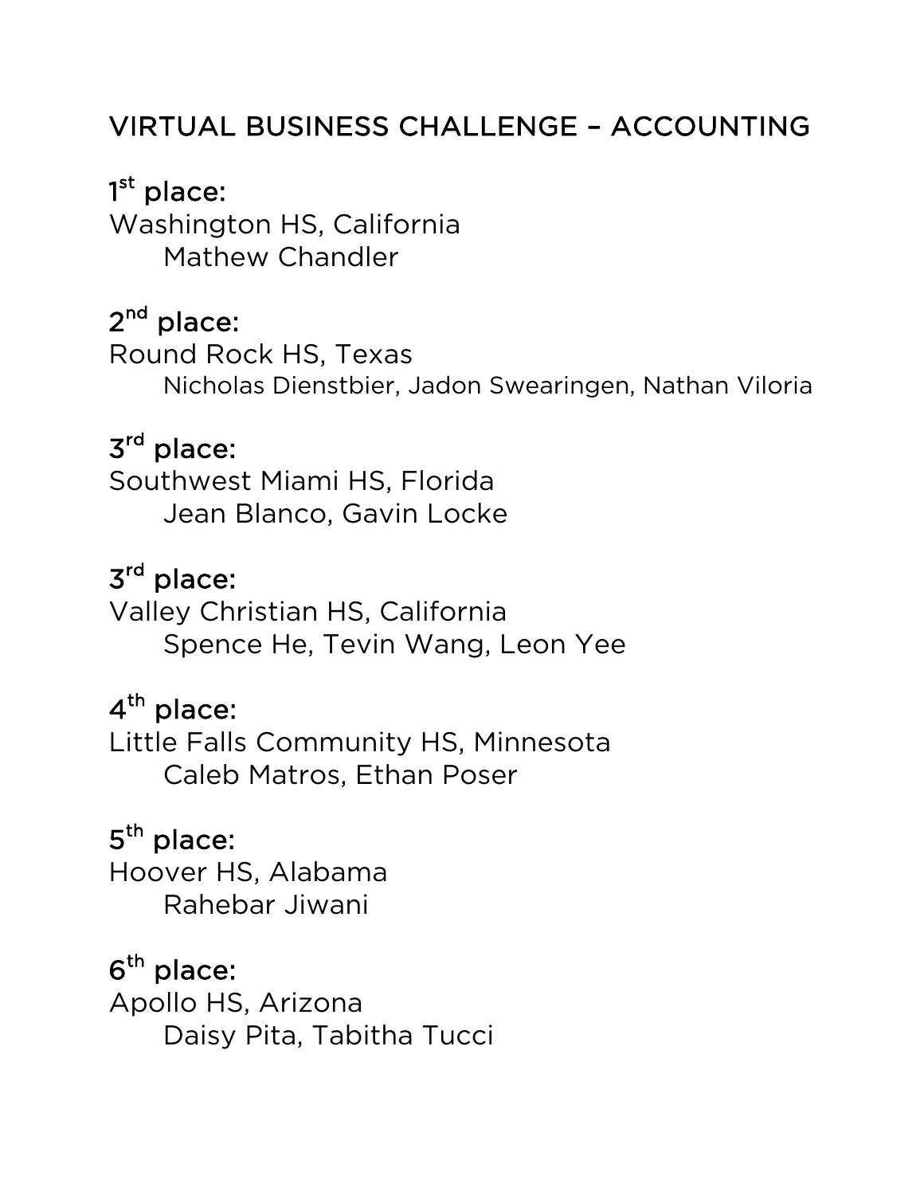# VIRTUAL BUSINESS CHALLENGE – ACCOUNTING

**1st place:**
Washington HS, California
Mathew Chandler

**2nd place:**
Round Rock HS, Texas
Nicholas Dienstbier, Jadon Swearingen, Nathan Viloria

**3rd place:**
Southwest Miami HS, Florida
Jean Blanco, Gavin Locke

**3rd place:**
Valley Christian HS, California
Spence He, Tevin Wang, Leon Yee

**4th place:**
Little Falls Community HS, Minnesota
Caleb Matros, Ethan Poser

**5th place:**
Hoover HS, Alabama
Rahebar Jiwani

**6th place:**
Apollo HS, Arizona
Daisy Pita, Tabitha Tucci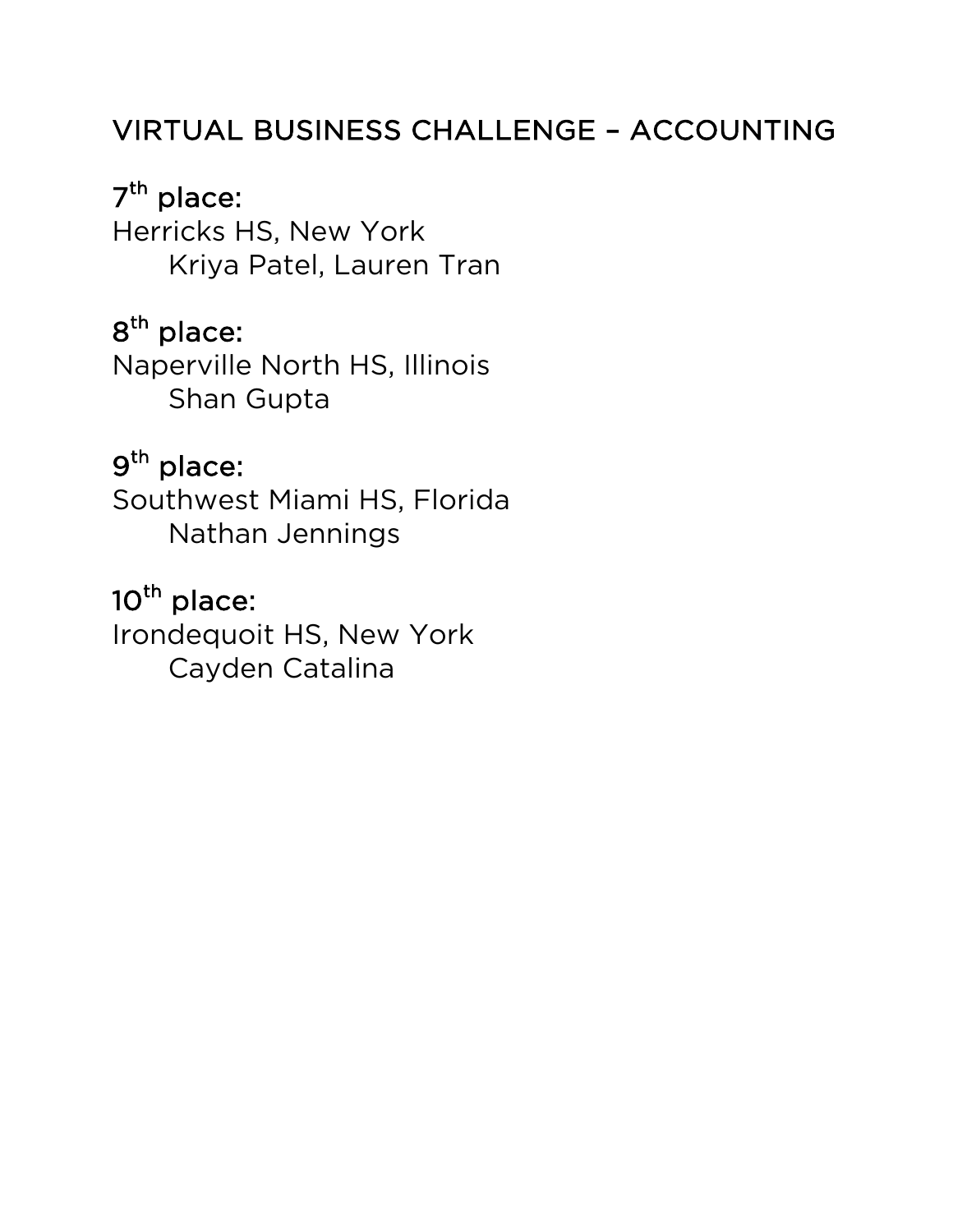## VIRTUAL BUSINESS CHALLENGE – ACCOUNTING

**7th place:**
Herricks HS, New York
  Kriya Patel, Lauren Tran

**8th place:**
Naperville North HS, Illinois
  Shan Gupta

**9th place:**
Southwest Miami HS, Florida
  Nathan Jennings

**10th place:**
Irondequoit HS, New York
  Cayden Catalina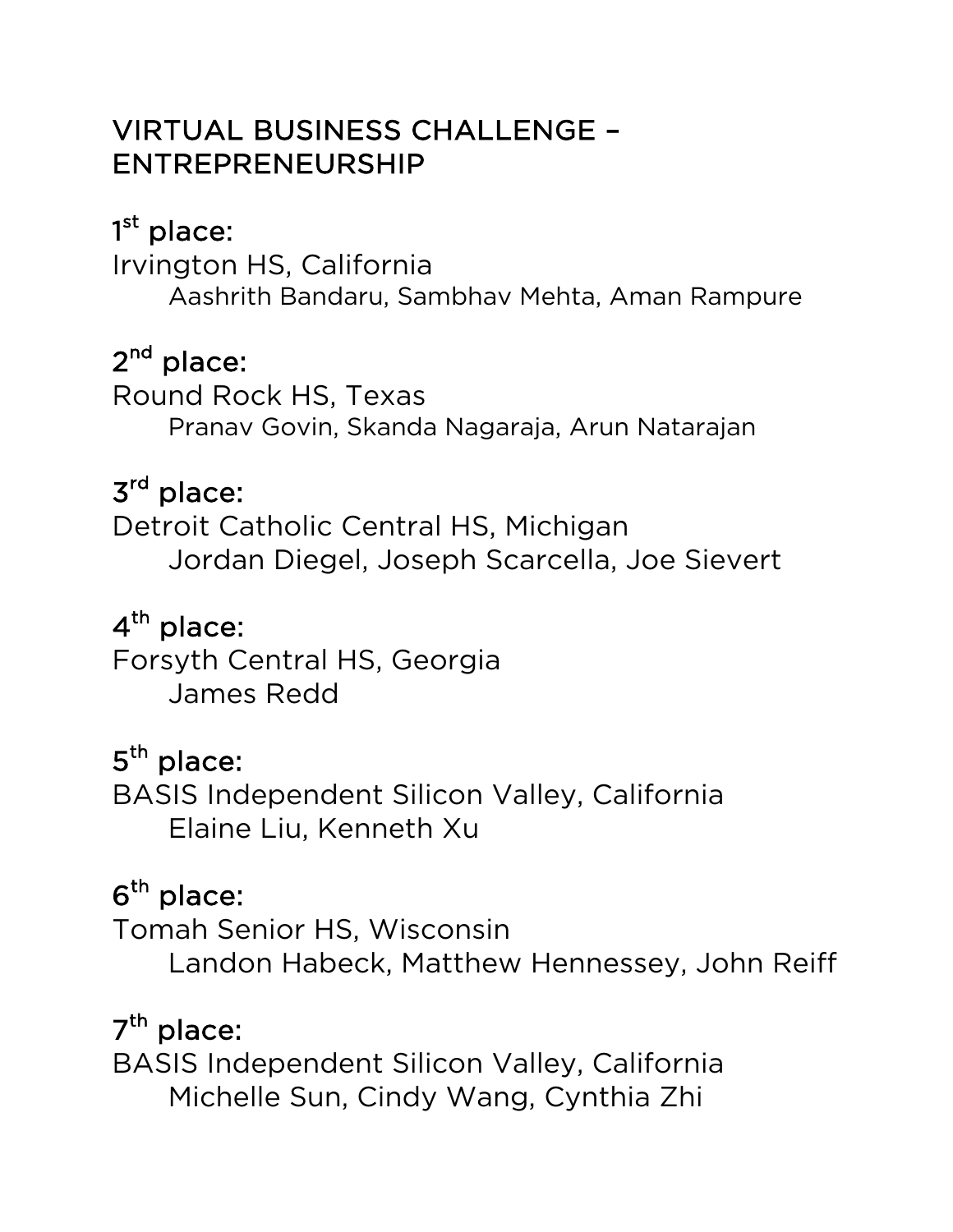## VIRTUAL BUSINESS CHALLENGE – ENTREPRENEURSHIP

**1st place:**
Irvington HS, California
Aashrith Bandaru, Sambhav Mehta, Aman Rampure

**2nd place:**
Round Rock HS, Texas
Pranav Govin, Skanda Nagaraja, Arun Natarajan

**3rd place:**
Detroit Catholic Central HS, Michigan
Jordan Diegel, Joseph Scarcella, Joe Sievert

**4th place:**
Forsyth Central HS, Georgia
James Redd

**5th place:**
BASIS Independent Silicon Valley, California
Elaine Liu, Kenneth Xu

**6th place:**
Tomah Senior HS, Wisconsin
Landon Habeck, Matthew Hennessey, John Reiff

**7th place:**
BASIS Independent Silicon Valley, California
Michelle Sun, Cindy Wang, Cynthia Zhi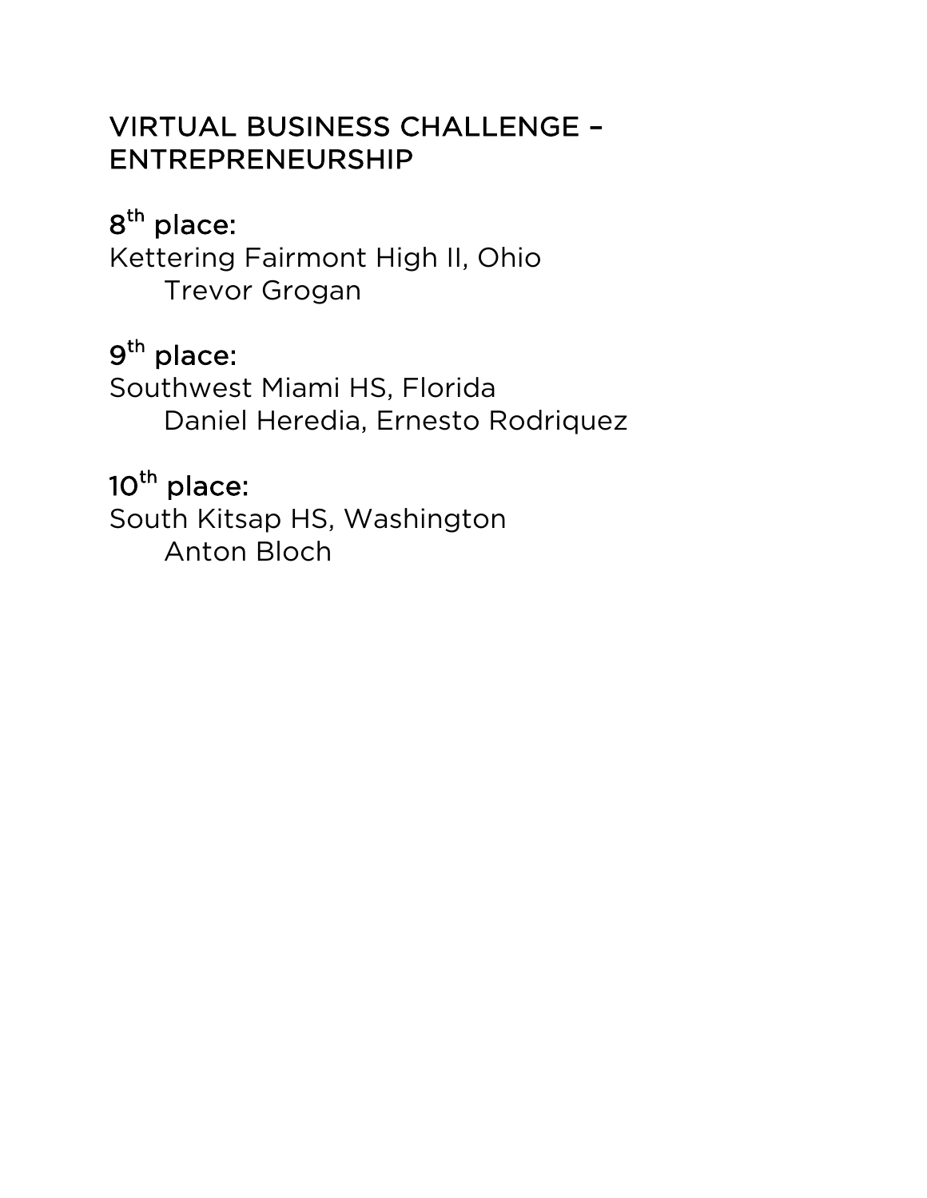## VIRTUAL BUSINESS CHALLENGE – ENTREPRENEURSHIP

8th place:
Kettering Fairmont High II, Ohio
Trevor Grogan

9th place:
Southwest Miami HS, Florida
Daniel Heredia, Ernesto Rodriquez

10th place:
South Kitsap HS, Washington
Anton Bloch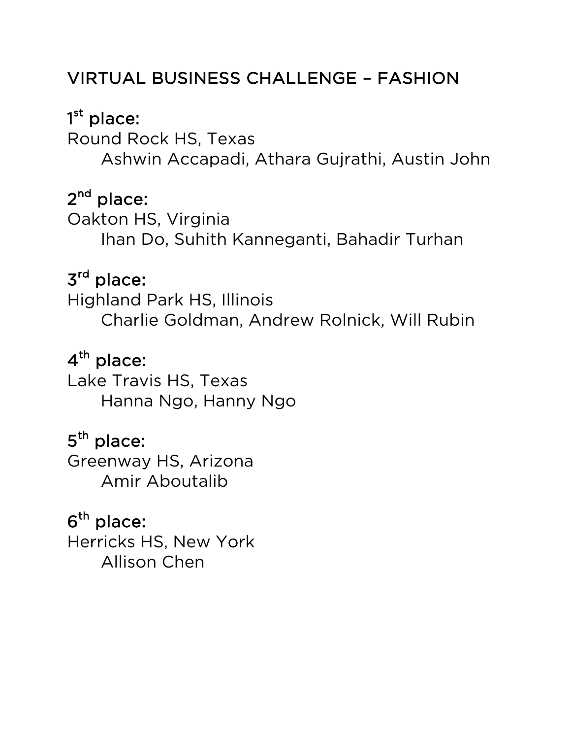## VIRTUAL BUSINESS CHALLENGE – FASHION

**1st place:**
Round Rock HS, Texas
Ashwin Accapadi, Athara Gujrathi, Austin John

**2nd place:**
Oakton HS, Virginia
Ihan Do, Suhith Kanneganti, Bahadir Turhan

**3rd place:**
Highland Park HS, Illinois
Charlie Goldman, Andrew Rolnick, Will Rubin

**4th place:**
Lake Travis HS, Texas
Hanna Ngo, Hanny Ngo

**5th place:**
Greenway HS, Arizona
Amir Aboutalib

**6th place:**
Herricks HS, New York
Allison Chen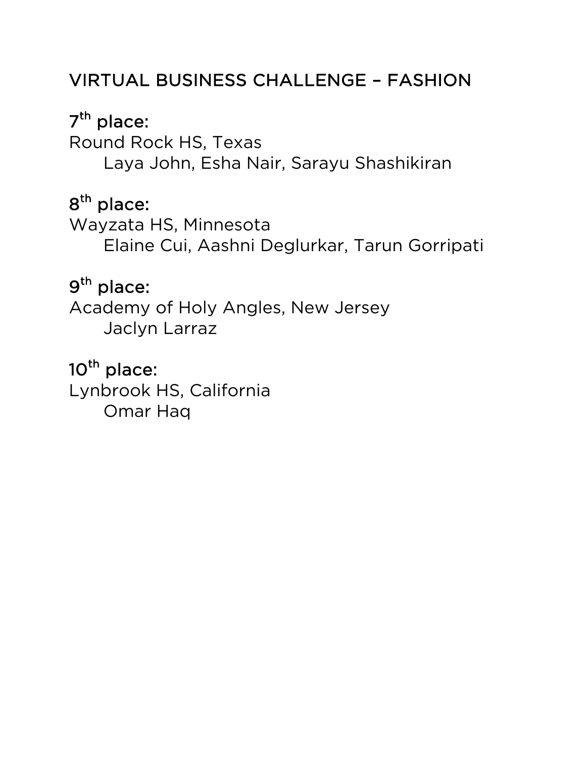## VIRTUAL BUSINESS CHALLENGE – FASHION

**7th place:**
Round Rock HS, Texas
Laya John, Esha Nair, Sarayu Shashikiran

**8th place:**
Wayzata HS, Minnesota
Elaine Cui, Aashni Deglurkar, Tarun Gorripati

**9th place:**
Academy of Holy Angles, New Jersey
Jaclyn Larraz

**10th place:**
Lynbrook HS, California
Omar Haq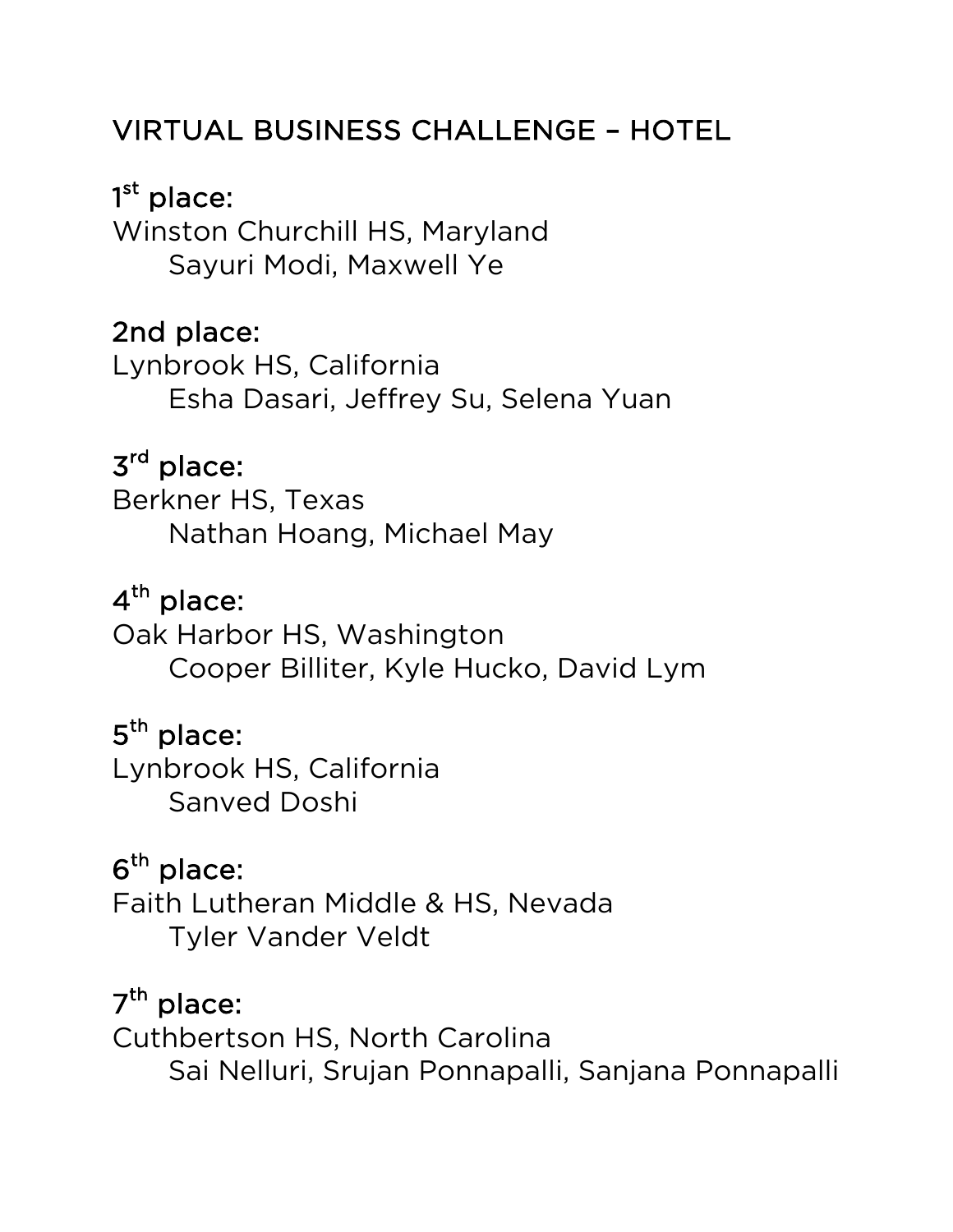## VIRTUAL BUSINESS CHALLENGE – HOTEL

**1st place:**
Winston Churchill HS, Maryland
Sayuri Modi, Maxwell Ye

**2nd place:**
Lynbrook HS, California
Esha Dasari, Jeffrey Su, Selena Yuan

**3rd place:**
Berkner HS, Texas
Nathan Hoang, Michael May

**4th place:**
Oak Harbor HS, Washington
Cooper Billiter, Kyle Hucko, David Lym

**5th place:**
Lynbrook HS, California
Sanved Doshi

**6th place:**
Faith Lutheran Middle & HS, Nevada
Tyler Vander Veldt

**7th place:**
Cuthbertson HS, North Carolina
Sai Nelluri, Srujan Ponnapalli, Sanjana Ponnapalli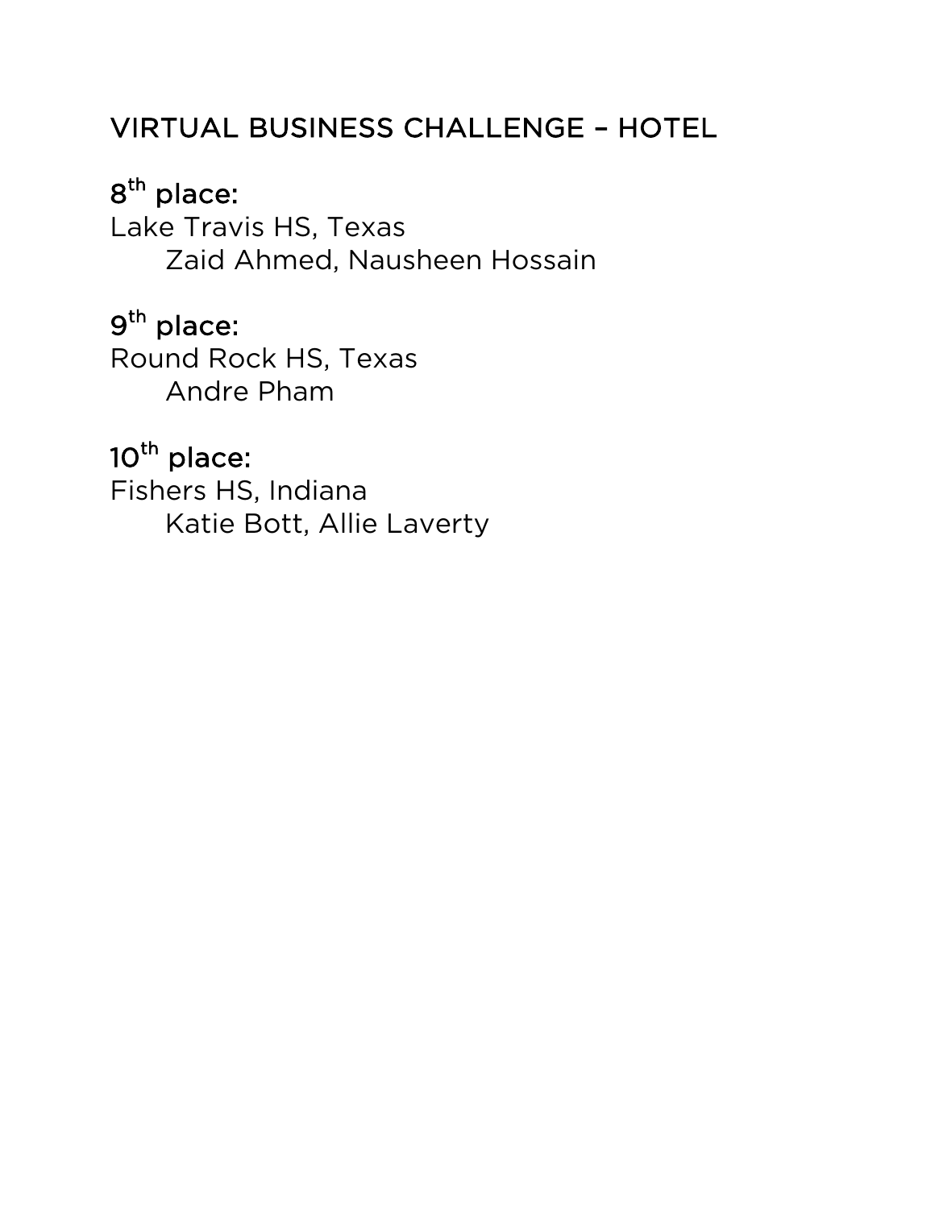## VIRTUAL BUSINESS CHALLENGE – HOTEL

### 8th place:
Lake Travis HS, Texas
    Zaid Ahmed, Nausheen Hossain

### 9th place:
Round Rock HS, Texas
    Andre Pham

### 10th place:
Fishers HS, Indiana
    Katie Bott, Allie Laverty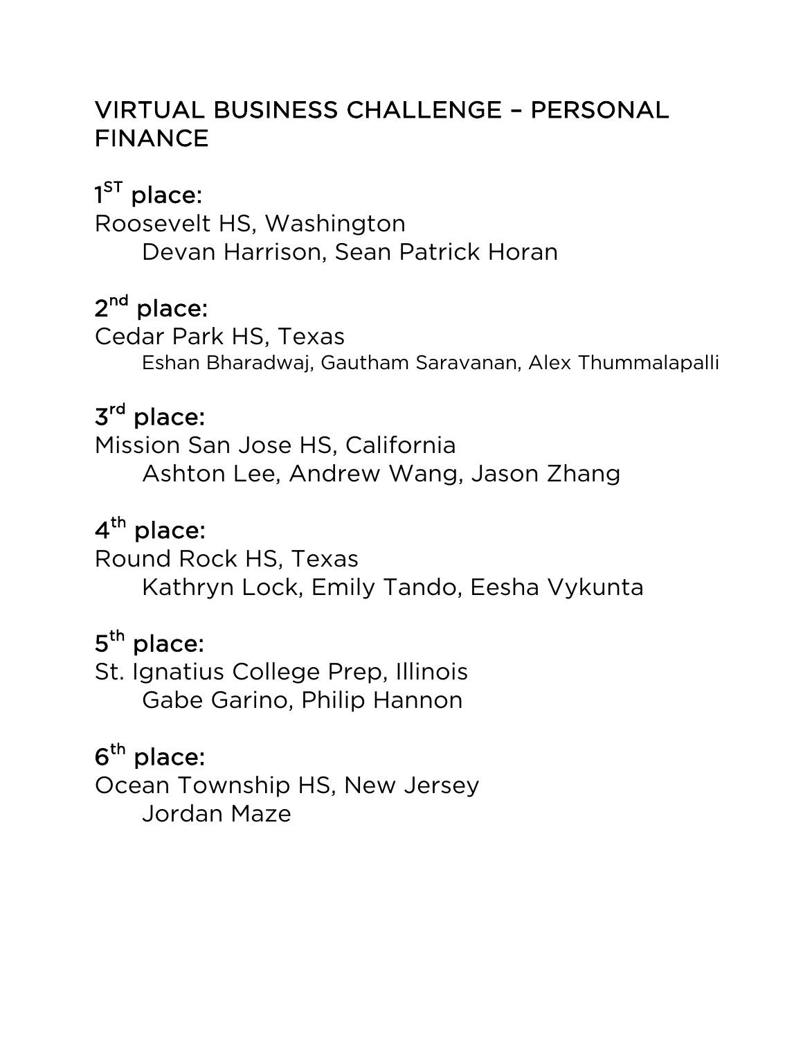## VIRTUAL BUSINESS CHALLENGE – PERSONAL FINANCE

**1ST place:**
Roosevelt HS, Washington
Devan Harrison, Sean Patrick Horan

**2nd place:**
Cedar Park HS, Texas
Eshan Bharadwaj, Gautham Saravanan, Alex Thummalapalli

**3rd place:**
Mission San Jose HS, California
Ashton Lee, Andrew Wang, Jason Zhang

**4th place:**
Round Rock HS, Texas
Kathryn Lock, Emily Tando, Eesha Vykunta

**5th place:**
St. Ignatius College Prep, Illinois
Gabe Garino, Philip Hannon

**6th place:**
Ocean Township HS, New Jersey
Jordan Maze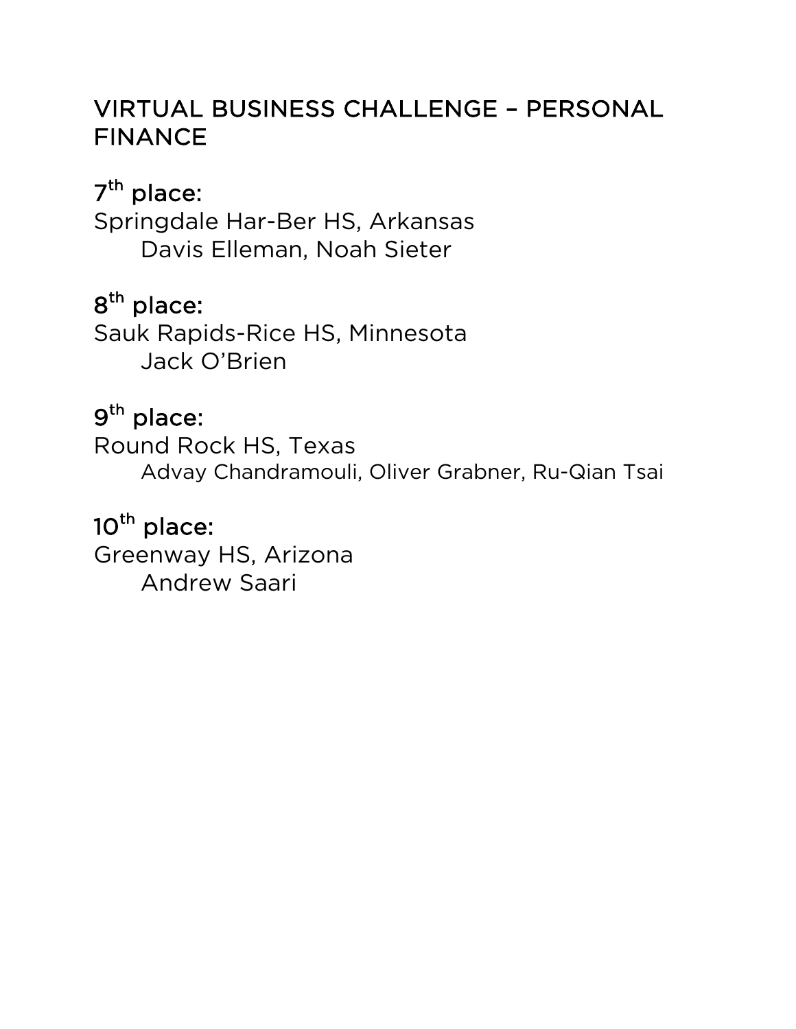## VIRTUAL BUSINESS CHALLENGE – PERSONAL FINANCE

7th place:
Springdale Har-Ber HS, Arkansas
Davis Elleman, Noah Sieter

8th place:
Sauk Rapids-Rice HS, Minnesota
Jack O'Brien

9th place:
Round Rock HS, Texas
Advay Chandramouli, Oliver Grabner, Ru-Qian Tsai

10th place:
Greenway HS, Arizona
Andrew Saari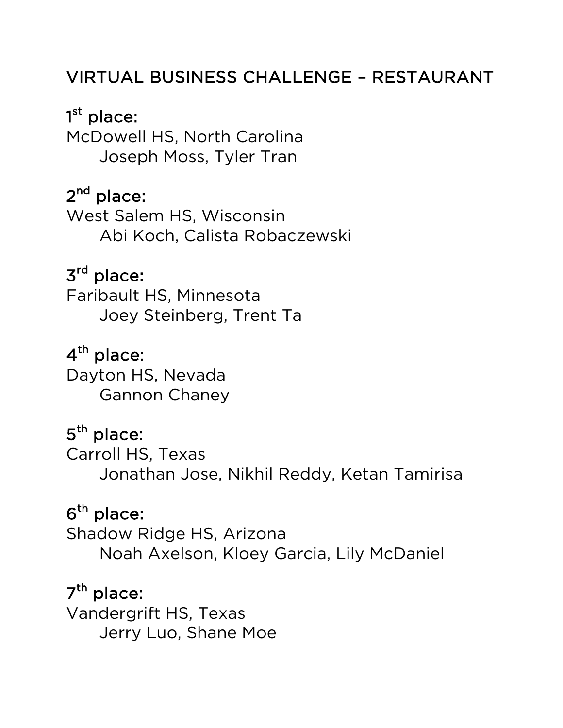# VIRTUAL BUSINESS CHALLENGE – RESTAURANT

**1st place:**
McDowell HS, North Carolina
Joseph Moss, Tyler Tran

**2nd place:**
West Salem HS, Wisconsin
Abi Koch, Calista Robaczewski

**3rd place:**
Faribault HS, Minnesota
Joey Steinberg, Trent Ta

**4th place:**
Dayton HS, Nevada
Gannon Chaney

**5th place:**
Carroll HS, Texas
Jonathan Jose, Nikhil Reddy, Ketan Tamirisa

**6th place:**
Shadow Ridge HS, Arizona
Noah Axelson, Kloey Garcia, Lily McDaniel

**7th place:**
Vandergrift HS, Texas
Jerry Luo, Shane Moe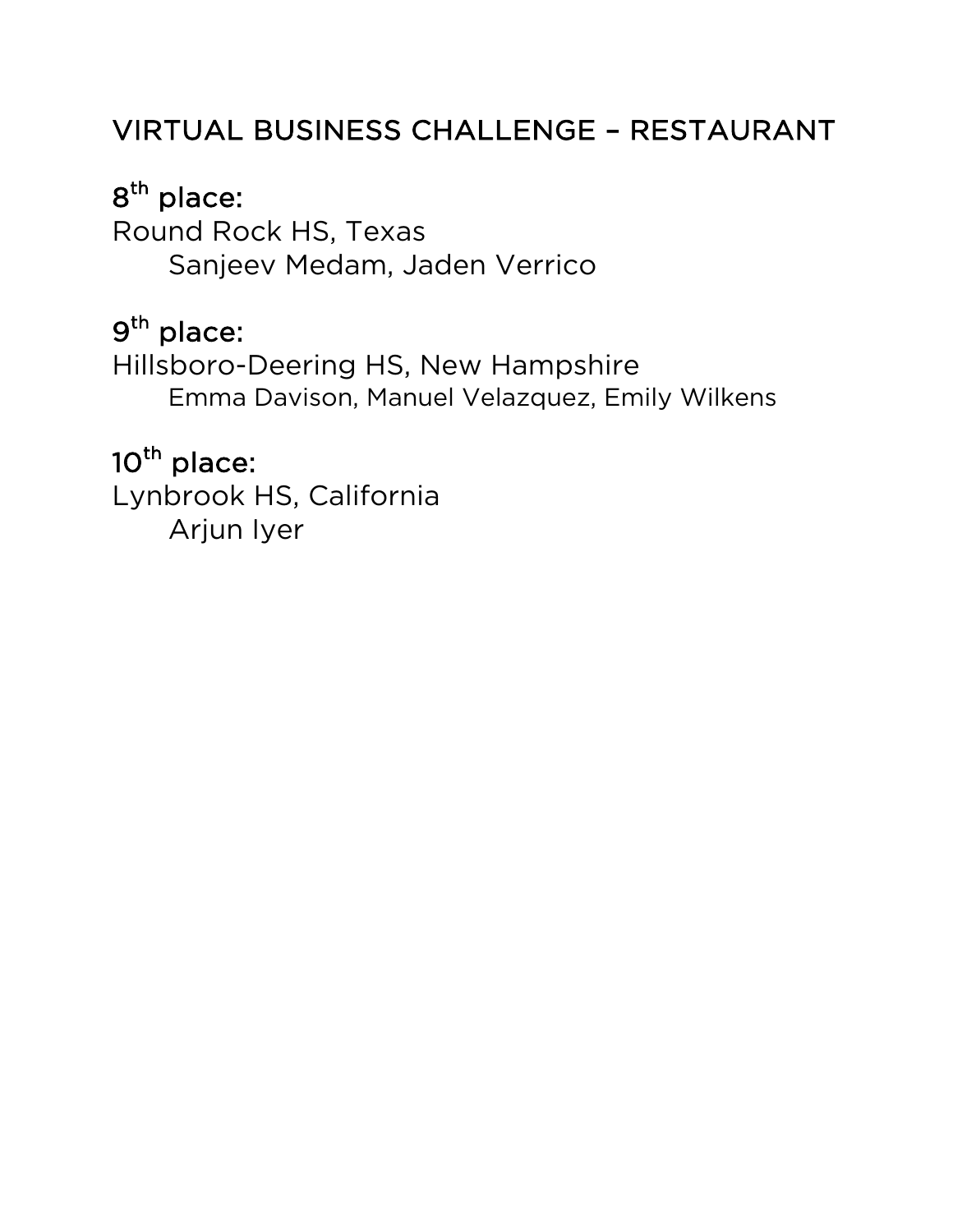## VIRTUAL BUSINESS CHALLENGE – RESTAURANT

**8th place:**
Round Rock HS, Texas
Sanjeev Medam, Jaden Verrico

**9th place:**
Hillsboro-Deering HS, New Hampshire
Emma Davison, Manuel Velazquez, Emily Wilkens

**10th place:**
Lynbrook HS, California
Arjun Iyer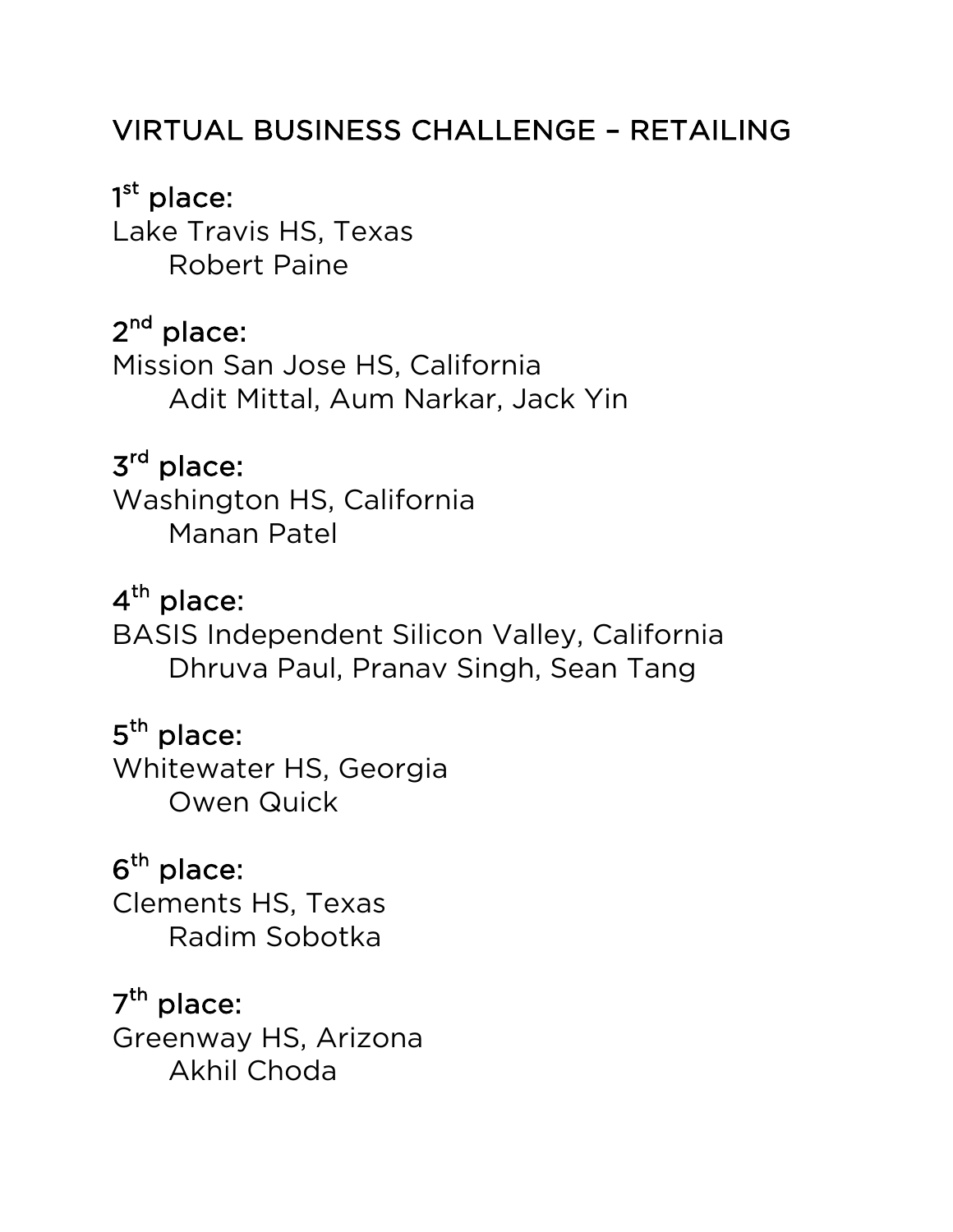## VIRTUAL BUSINESS CHALLENGE – RETAILING

### 1st place:
Lake Travis HS, Texas
   Robert Paine

### 2nd place:
Mission San Jose HS, California
   Adit Mittal, Aum Narkar, Jack Yin

### 3rd place:
Washington HS, California
   Manan Patel

### 4th place:
BASIS Independent Silicon Valley, California
   Dhruva Paul, Pranav Singh, Sean Tang

### 5th place:
Whitewater HS, Georgia
   Owen Quick

### 6th place:
Clements HS, Texas
   Radim Sobotka

### 7th place:
Greenway HS, Arizona
   Akhil Choda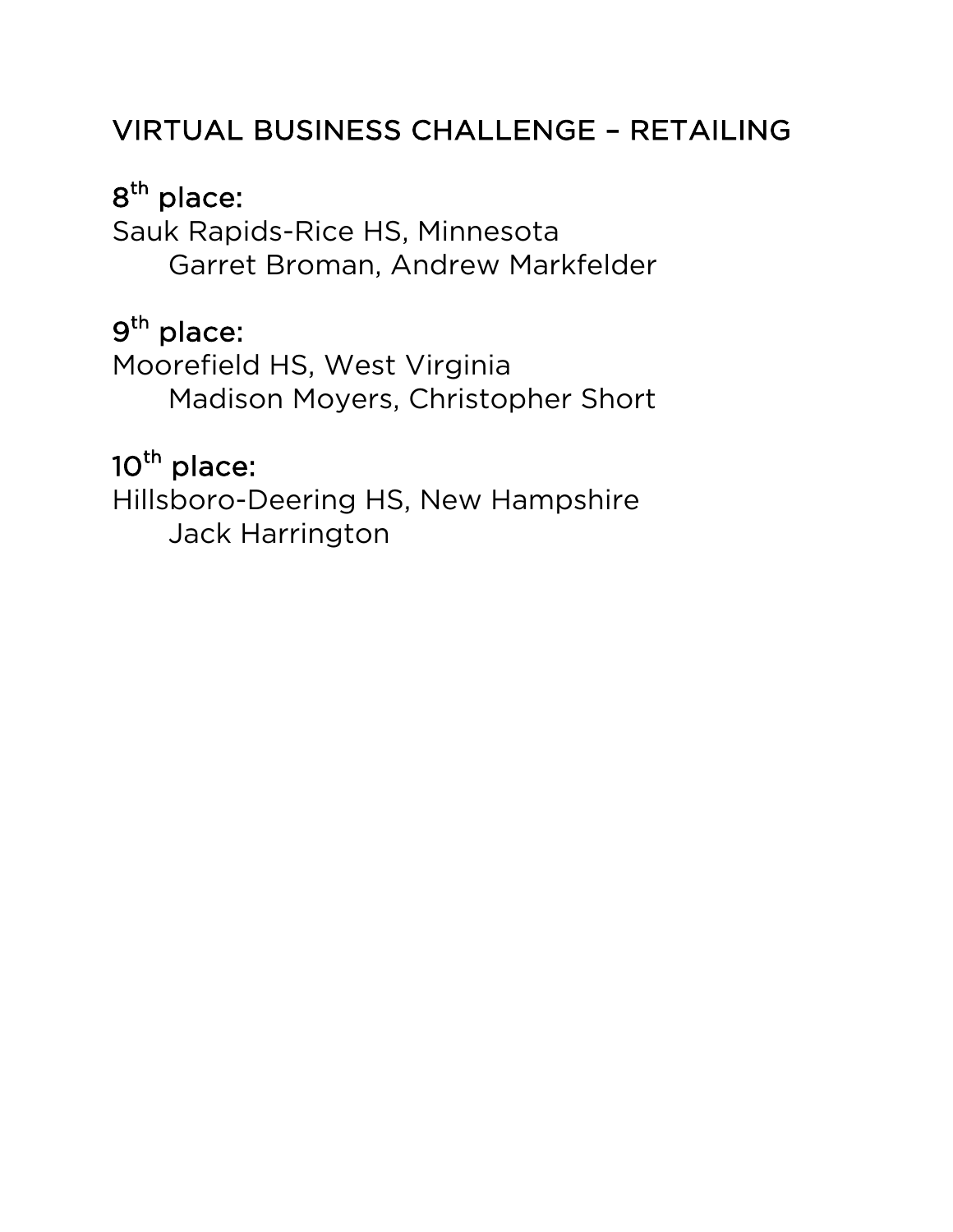## VIRTUAL BUSINESS CHALLENGE – RETAILING

**8th place:**
Sauk Rapids-Rice HS, Minnesota
Garret Broman, Andrew Markfelder

**9th place:**
Moorefield HS, West Virginia
Madison Moyers, Christopher Short

**10th place:**
Hillsboro-Deering HS, New Hampshire
Jack Harrington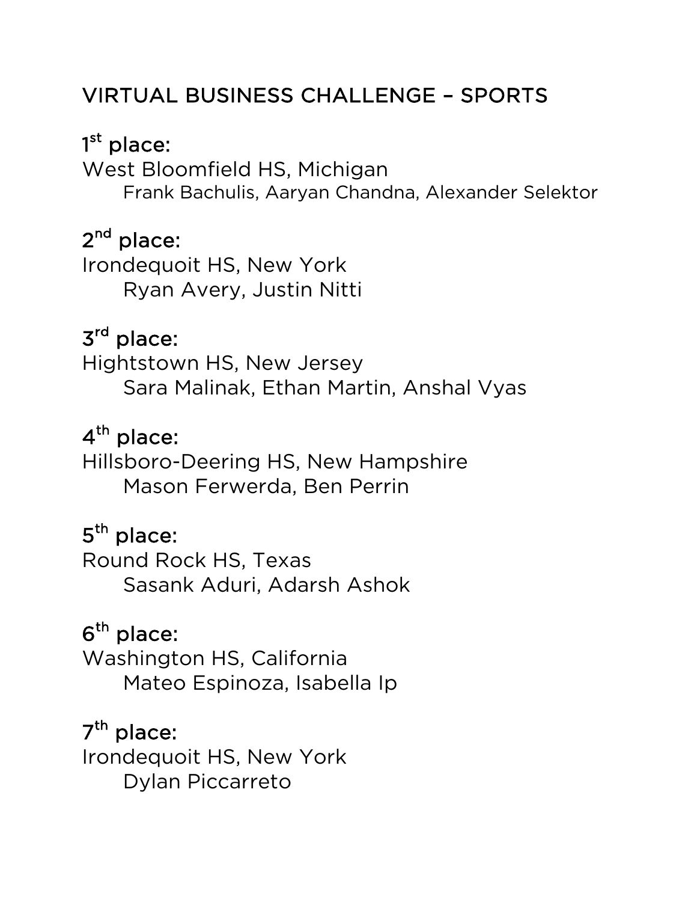## VIRTUAL BUSINESS CHALLENGE – SPORTS

**1st place:**
West Bloomfield HS, Michigan
Frank Bachulis, Aaryan Chandna, Alexander Selektor

**2nd place:**
Irondequoit HS, New York
Ryan Avery, Justin Nitti

**3rd place:**
Hightstown HS, New Jersey
Sara Malinak, Ethan Martin, Anshal Vyas

**4th place:**
Hillsboro-Deering HS, New Hampshire
Mason Ferwerda, Ben Perrin

**5th place:**
Round Rock HS, Texas
Sasank Aduri, Adarsh Ashok

**6th place:**
Washington HS, California
Mateo Espinoza, Isabella Ip

**7th place:**
Irondequoit HS, New York
Dylan Piccarreto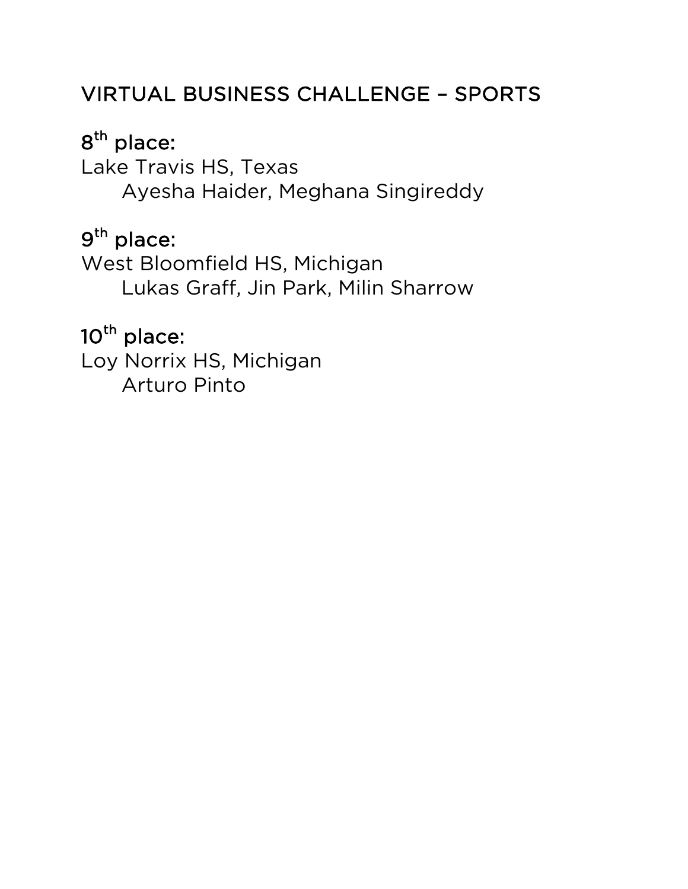## VIRTUAL BUSINESS CHALLENGE – SPORTS

**8th place:**
Lake Travis HS, Texas
Ayesha Haider, Meghana Singireddy

**9th place:**
West Bloomfield HS, Michigan
Lukas Graff, Jin Park, Milin Sharrow

**10th place:**
Loy Norrix HS, Michigan
Arturo Pinto